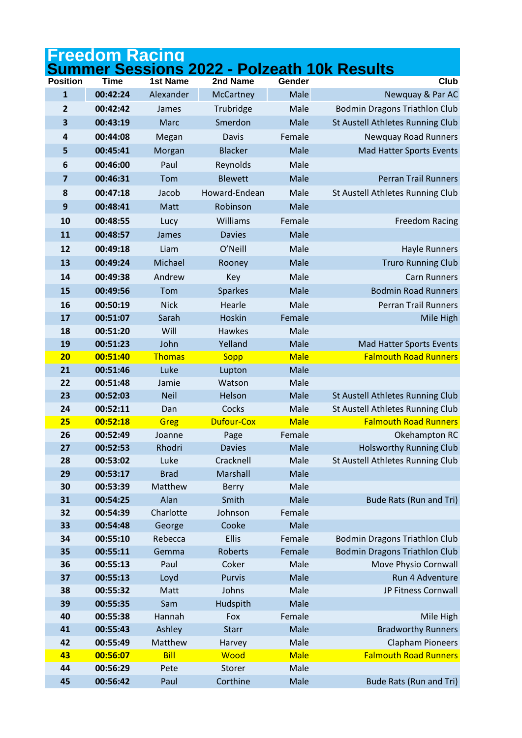# Freedom Racing
## Summer Sessions 2022 - Polzeath 10k Results

| Position | Time | 1st Name | 2nd Name | Gender | Club |
|---|---|---|---|---|---|
| 1 | 00:42:24 | Alexander | McCartney | Male | Newquay & Par AC |
| 2 | 00:42:42 | James | Trubridge | Male | Bodmin Dragons Triathlon Club |
| 3 | 00:43:19 | Marc | Smerdon | Male | St Austell Athletes Running Club |
| 4 | 00:44:08 | Megan | Davis | Female | Newquay Road Runners |
| 5 | 00:45:41 | Morgan | Blacker | Male | Mad Hatter Sports Events |
| 6 | 00:46:00 | Paul | Reynolds | Male | |
| 7 | 00:46:31 | Tom | Blewett | Male | Perran Trail Runners |
| 8 | 00:47:18 | Jacob | Howard-Endean | Male | St Austell Athletes Running Club |
| 9 | 00:48:41 | Matt | Robinson | Male | |
| 10 | 00:48:55 | Lucy | Williams | Female | Freedom Racing |
| 11 | 00:48:57 | James | Davies | Male | |
| 12 | 00:49:18 | Liam | O'Neill | Male | Hayle Runners |
| 13 | 00:49:24 | Michael | Rooney | Male | Truro Running Club |
| 14 | 00:49:38 | Andrew | Key | Male | Carn Runners |
| 15 | 00:49:56 | Tom | Sparkes | Male | Bodmin Road Runners |
| 16 | 00:50:19 | Nick | Hearle | Male | Perran Trail Runners |
| 17 | 00:51:07 | Sarah | Hoskin | Female | Mile High |
| 18 | 00:51:20 | Will | Hawkes | Male | |
| 19 | 00:51:23 | John | Yelland | Male | Mad Hatter Sports Events |
| 20 | 00:51:40 | Thomas | Sopp | Male | Falmouth Road Runners |
| 21 | 00:51:46 | Luke | Lupton | Male | |
| 22 | 00:51:48 | Jamie | Watson | Male | |
| 23 | 00:52:03 | Neil | Helson | Male | St Austell Athletes Running Club |
| 24 | 00:52:11 | Dan | Cocks | Male | St Austell Athletes Running Club |
| 25 | 00:52:18 | Greg | Dufour-Cox | Male | Falmouth Road Runners |
| 26 | 00:52:49 | Joanne | Page | Female | Okehampton RC |
| 27 | 00:52:53 | Rhodri | Davies | Male | Holsworthy Running Club |
| 28 | 00:53:02 | Luke | Cracknell | Male | St Austell Athletes Running Club |
| 29 | 00:53:17 | Brad | Marshall | Male | |
| 30 | 00:53:39 | Matthew | Berry | Male | |
| 31 | 00:54:25 | Alan | Smith | Male | Bude Rats (Run and Tri) |
| 32 | 00:54:39 | Charlotte | Johnson | Female | |
| 33 | 00:54:48 | George | Cooke | Male | |
| 34 | 00:55:10 | Rebecca | Ellis | Female | Bodmin Dragons Triathlon Club |
| 35 | 00:55:11 | Gemma | Roberts | Female | Bodmin Dragons Triathlon Club |
| 36 | 00:55:13 | Paul | Coker | Male | Move Physio Cornwall |
| 37 | 00:55:13 | Loyd | Purvis | Male | Run 4 Adventure |
| 38 | 00:55:32 | Matt | Johns | Male | JP Fitness Cornwall |
| 39 | 00:55:35 | Sam | Hudspith | Male | |
| 40 | 00:55:38 | Hannah | Fox | Female | Mile High |
| 41 | 00:55:43 | Ashley | Starr | Male | Bradworthy Runners |
| 42 | 00:55:49 | Matthew | Harvey | Male | Clapham Pioneers |
| 43 | 00:56:07 | Bill | Wood | Male | Falmouth Road Runners |
| 44 | 00:56:29 | Pete | Storer | Male | |
| 45 | 00:56:42 | Paul | Corthine | Male | Bude Rats (Run and Tri) |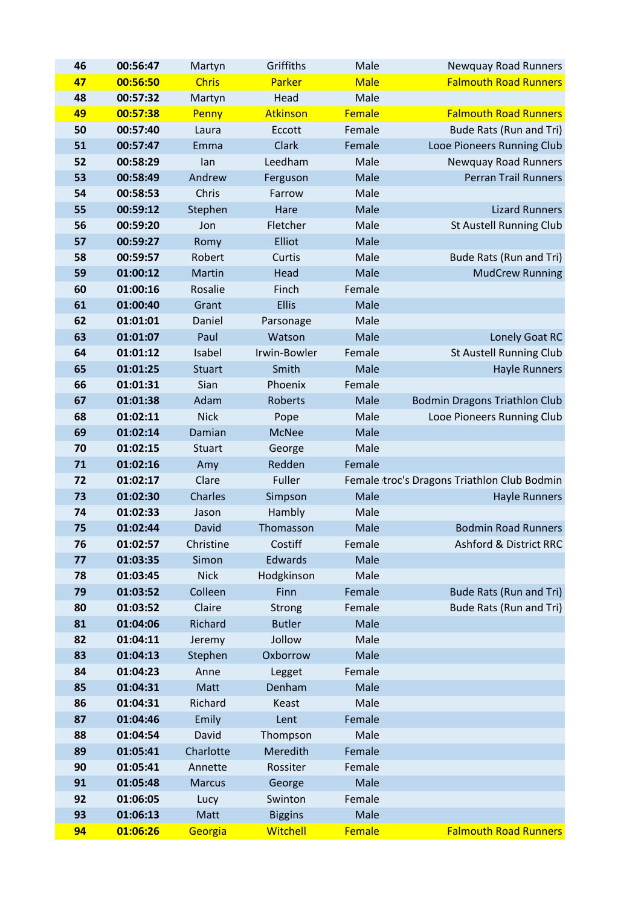| 46 | 00:56:47 | Martyn | Griffiths | Male | Newquay Road Runners |
|---|---|---|---|---|---|
| 47 | 00:56:50 | Chris | Parker | Male | Falmouth Road Runners |
| 48 | 00:57:32 | Martyn | Head | Male | |
| 49 | 00:57:38 | Penny | Atkinson | Female | Falmouth Road Runners |
| 50 | 00:57:40 | Laura | Eccott | Female | Bude Rats (Run and Tri) |
| 51 | 00:57:47 | Emma | Clark | Female | Looe Pioneers Running Club |
| 52 | 00:58:29 | Ian | Leedham | Male | Newquay Road Runners |
| 53 | 00:58:49 | Andrew | Ferguson | Male | Perran Trail Runners |
| 54 | 00:58:53 | Chris | Farrow | Male | |
| 55 | 00:59:12 | Stephen | Hare | Male | Lizard Runners |
| 56 | 00:59:20 | Jon | Fletcher | Male | St Austell Running Club |
| 57 | 00:59:27 | Romy | Elliot | Male | |
| 58 | 00:59:57 | Robert | Curtis | Male | Bude Rats (Run and Tri) |
| 59 | 01:00:12 | Martin | Head | Male | MudCrew Running |
| 60 | 01:00:16 | Rosalie | Finch | Female | |
| 61 | 01:00:40 | Grant | Ellis | Male | |
| 62 | 01:01:01 | Daniel | Parsonage | Male | |
| 63 | 01:01:07 | Paul | Watson | Male | Lonely Goat RC |
| 64 | 01:01:12 | Isabel | Irwin-Bowler | Female | St Austell Running Club |
| 65 | 01:01:25 | Stuart | Smith | Male | Hayle Runners |
| 66 | 01:01:31 | Sian | Phoenix | Female | |
| 67 | 01:01:38 | Adam | Roberts | Male | Bodmin Dragons Triathlon Club |
| 68 | 01:02:11 | Nick | Pope | Male | Looe Pioneers Running Club |
| 69 | 01:02:14 | Damian | McNee | Male | |
| 70 | 01:02:15 | Stuart | George | Male | |
| 71 | 01:02:16 | Amy | Redden | Female | |
| 72 | 01:02:17 | Clare | Fuller | Female | troc's Dragons Triathlon Club Bodmin |
| 73 | 01:02:30 | Charles | Simpson | Male | Hayle Runners |
| 74 | 01:02:33 | Jason | Hambly | Male | |
| 75 | 01:02:44 | David | Thomasson | Male | Bodmin Road Runners |
| 76 | 01:02:57 | Christine | Costiff | Female | Ashford & District RRC |
| 77 | 01:03:35 | Simon | Edwards | Male | |
| 78 | 01:03:45 | Nick | Hodgkinson | Male | |
| 79 | 01:03:52 | Colleen | Finn | Female | Bude Rats (Run and Tri) |
| 80 | 01:03:52 | Claire | Strong | Female | Bude Rats (Run and Tri) |
| 81 | 01:04:06 | Richard | Butler | Male | |
| 82 | 01:04:11 | Jeremy | Jollow | Male | |
| 83 | 01:04:13 | Stephen | Oxborrow | Male | |
| 84 | 01:04:23 | Anne | Legget | Female | |
| 85 | 01:04:31 | Matt | Denham | Male | |
| 86 | 01:04:31 | Richard | Keast | Male | |
| 87 | 01:04:46 | Emily | Lent | Female | |
| 88 | 01:04:54 | David | Thompson | Male | |
| 89 | 01:05:41 | Charlotte | Meredith | Female | |
| 90 | 01:05:41 | Annette | Rossiter | Female | |
| 91 | 01:05:48 | Marcus | George | Male | |
| 92 | 01:06:05 | Lucy | Swinton | Female | |
| 93 | 01:06:13 | Matt | Biggins | Male | |
| 94 | 01:06:26 | Georgia | Witchell | Female | Falmouth Road Runners |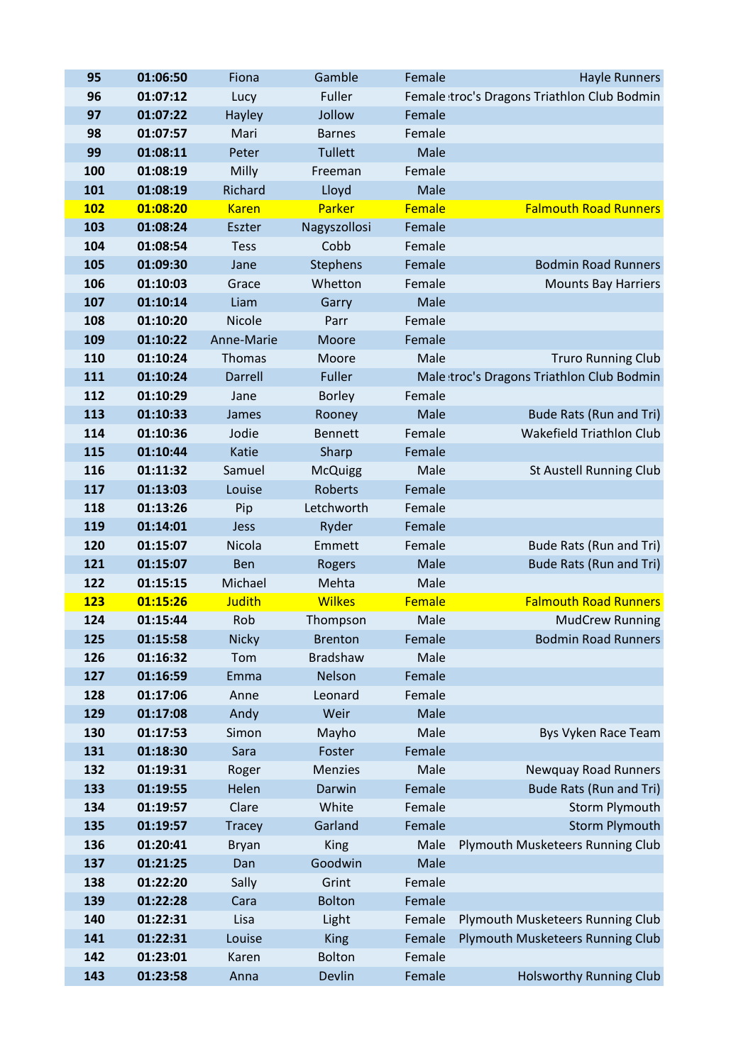| 95 | 01:06:50 | Fiona | Gamble | Female | Hayle Runners |
|---|---|---|---|---|---|
| 96 | 01:07:12 | Lucy | Fuller | Female | troc's Dragons Triathlon Club Bodmin |
| 97 | 01:07:22 | Hayley | Jollow | Female | |
| 98 | 01:07:57 | Mari | Barnes | Female | |
| 99 | 01:08:11 | Peter | Tullett | Male | |
| 100 | 01:08:19 | Milly | Freeman | Female | |
| 101 | 01:08:19 | Richard | Lloyd | Male | |
| 102 | 01:08:20 | Karen | Parker | Female | Falmouth Road Runners |
| 103 | 01:08:24 | Eszter | Nagyszollosi | Female | |
| 104 | 01:08:54 | Tess | Cobb | Female | |
| 105 | 01:09:30 | Jane | Stephens | Female | Bodmin Road Runners |
| 106 | 01:10:03 | Grace | Whetton | Female | Mounts Bay Harriers |
| 107 | 01:10:14 | Liam | Garry | Male | |
| 108 | 01:10:20 | Nicole | Parr | Female | |
| 109 | 01:10:22 | Anne-Marie | Moore | Female | |
| 110 | 01:10:24 | Thomas | Moore | Male | Truro Running Club |
| 111 | 01:10:24 | Darrell | Fuller | Male | troc's Dragons Triathlon Club Bodmin |
| 112 | 01:10:29 | Jane | Borley | Female | |
| 113 | 01:10:33 | James | Rooney | Male | Bude Rats (Run and Tri) |
| 114 | 01:10:36 | Jodie | Bennett | Female | Wakefield Triathlon Club |
| 115 | 01:10:44 | Katie | Sharp | Female | |
| 116 | 01:11:32 | Samuel | McQuigg | Male | St Austell Running Club |
| 117 | 01:13:03 | Louise | Roberts | Female | |
| 118 | 01:13:26 | Pip | Letchworth | Female | |
| 119 | 01:14:01 | Jess | Ryder | Female | |
| 120 | 01:15:07 | Nicola | Emmett | Female | Bude Rats (Run and Tri) |
| 121 | 01:15:07 | Ben | Rogers | Male | Bude Rats (Run and Tri) |
| 122 | 01:15:15 | Michael | Mehta | Male | |
| 123 | 01:15:26 | Judith | Wilkes | Female | Falmouth Road Runners |
| 124 | 01:15:44 | Rob | Thompson | Male | MudCrew Running |
| 125 | 01:15:58 | Nicky | Brenton | Female | Bodmin Road Runners |
| 126 | 01:16:32 | Tom | Bradshaw | Male | |
| 127 | 01:16:59 | Emma | Nelson | Female | |
| 128 | 01:17:06 | Anne | Leonard | Female | |
| 129 | 01:17:08 | Andy | Weir | Male | |
| 130 | 01:17:53 | Simon | Mayho | Male | Bys Vyken Race Team |
| 131 | 01:18:30 | Sara | Foster | Female | |
| 132 | 01:19:31 | Roger | Menzies | Male | Newquay Road Runners |
| 133 | 01:19:55 | Helen | Darwin | Female | Bude Rats (Run and Tri) |
| 134 | 01:19:57 | Clare | White | Female | Storm Plymouth |
| 135 | 01:19:57 | Tracey | Garland | Female | Storm Plymouth |
| 136 | 01:20:41 | Bryan | King | Male | Plymouth Musketeers Running Club |
| 137 | 01:21:25 | Dan | Goodwin | Male | |
| 138 | 01:22:20 | Sally | Grint | Female | |
| 139 | 01:22:28 | Cara | Bolton | Female | |
| 140 | 01:22:31 | Lisa | Light | Female | Plymouth Musketeers Running Club |
| 141 | 01:22:31 | Louise | King | Female | Plymouth Musketeers Running Club |
| 142 | 01:23:01 | Karen | Bolton | Female | |
| 143 | 01:23:58 | Anna | Devlin | Female | Holsworthy Running Club |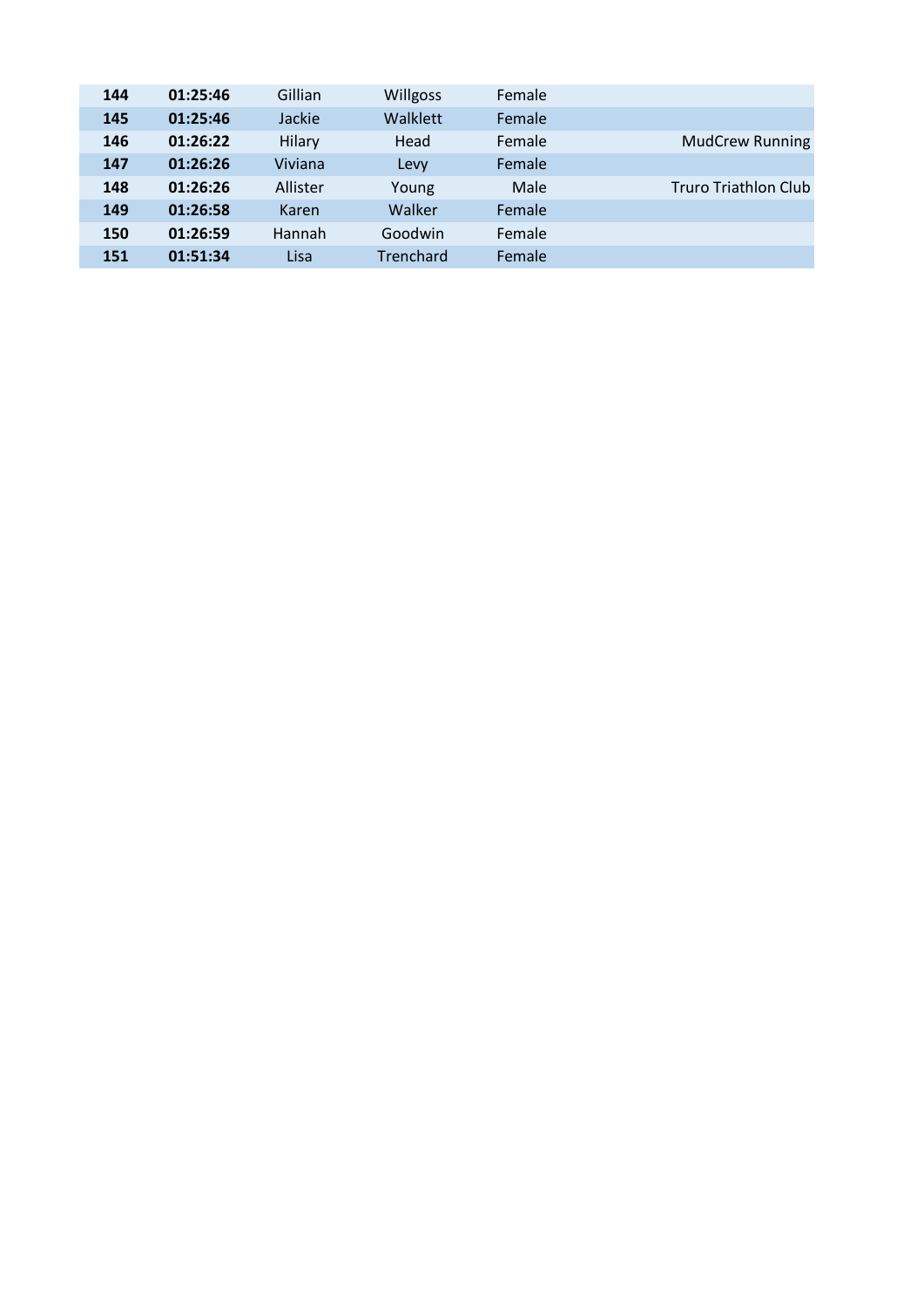| | | | | | |
|---|---|---|---|---|---|
| **144** | **01:25:46** | Gillian | Willgoss | Female | |
| **145** | **01:25:46** | Jackie | Walklett | Female | |
| **146** | **01:26:22** | Hilary | Head | Female | MudCrew Running |
| **147** | **01:26:26** | Viviana | Levy | Female | |
| **148** | **01:26:26** | Allister | Young | Male | Truro Triathlon Club |
| **149** | **01:26:58** | Karen | Walker | Female | |
| **150** | **01:26:59** | Hannah | Goodwin | Female | |
| **151** | **01:51:34** | Lisa | Trenchard | Female | |